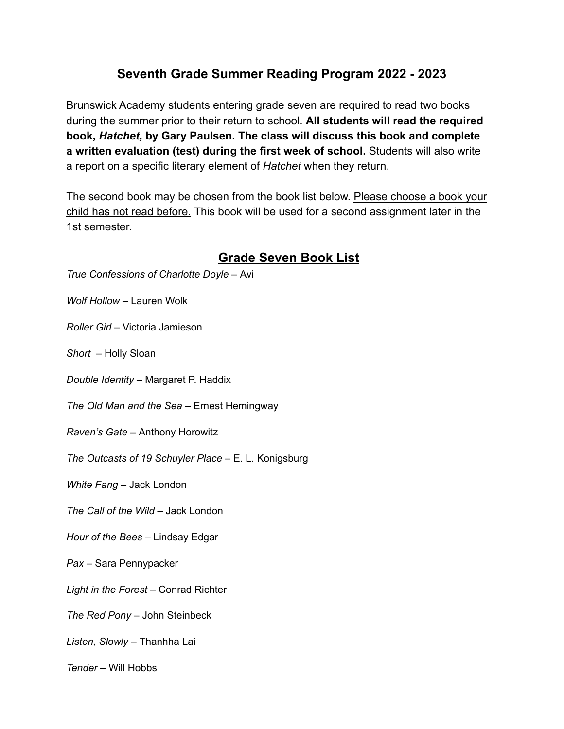# Seventh Grade Summer Reading Program 2022 - 2023

Brunswick Academy students entering grade seven are required to read two books during the summer prior to their return to school. **All students will read the required book, *Hatchet,* by Gary Paulsen. The class will discuss this book and complete a written evaluation (test) during the <u>first</u> <u>week of school</u>.** Students will also write a report on a specific literary element of *Hatchet* when they return.

The second book may be chosen from the book list below. <u>Please choose a book your child has not read before.</u> This book will be used for a second assignment later in the 1st semester.

## <u>Grade Seven Book List</u>

*True Confessions of Charlotte Doyle* – Avi

*Wolf Hollow* – Lauren Wolk

*Roller Girl* – Victoria Jamieson

*Short* – Holly Sloan

*Double Identity* – Margaret P. Haddix

*The Old Man and the Sea* – Ernest Hemingway

*Raven's Gate* – Anthony Horowitz

*The Outcasts of 19 Schuyler Place* – E. L. Konigsburg

*White Fang* – Jack London

*The Call of the Wild* – Jack London

*Hour of the Bees* – Lindsay Edgar

*Pax* – Sara Pennypacker

*Light in the Forest* – Conrad Richter

*The Red Pony* – John Steinbeck

*Listen, Slowly* – Thanhha Lai

*Tender* – Will Hobbs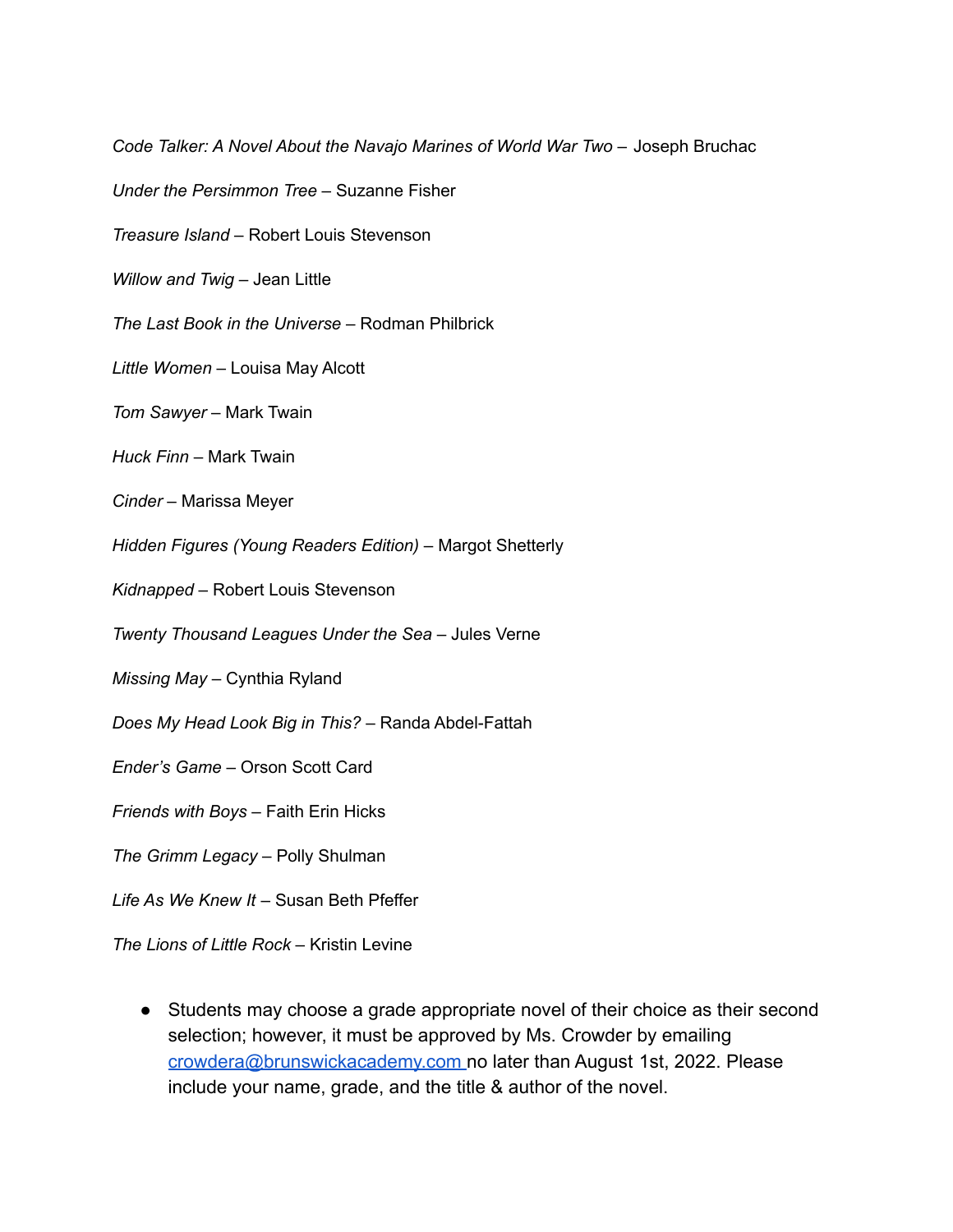*Code Talker: A Novel About the Navajo Marines of World War Two* – Joseph Bruchac

*Under the Persimmon Tree* – Suzanne Fisher

*Treasure Island* – Robert Louis Stevenson

*Willow and Twig* – Jean Little

*The Last Book in the Universe* – Rodman Philbrick

*Little Women* – Louisa May Alcott

*Tom Sawyer* – Mark Twain

*Huck Finn* – Mark Twain

*Cinder* – Marissa Meyer

*Hidden Figures (Young Readers Edition)* – Margot Shetterly

*Kidnapped* – Robert Louis Stevenson

*Twenty Thousand Leagues Under the Sea* – Jules Verne

*Missing May* – Cynthia Ryland

*Does My Head Look Big in This?* – Randa Abdel-Fattah

*Ender's Game* – Orson Scott Card

*Friends with Boys* – Faith Erin Hicks

*The Grimm Legacy* – Polly Shulman

*Life As We Knew It* – Susan Beth Pfeffer

*The Lions of Little Rock* – Kristin Levine

- Students may choose a grade appropriate novel of their choice as their second selection; however, it must be approved by Ms. Crowder by emailing crowdera@brunswickacademy.com no later than August 1st, 2022. Please include your name, grade, and the title & author of the novel.